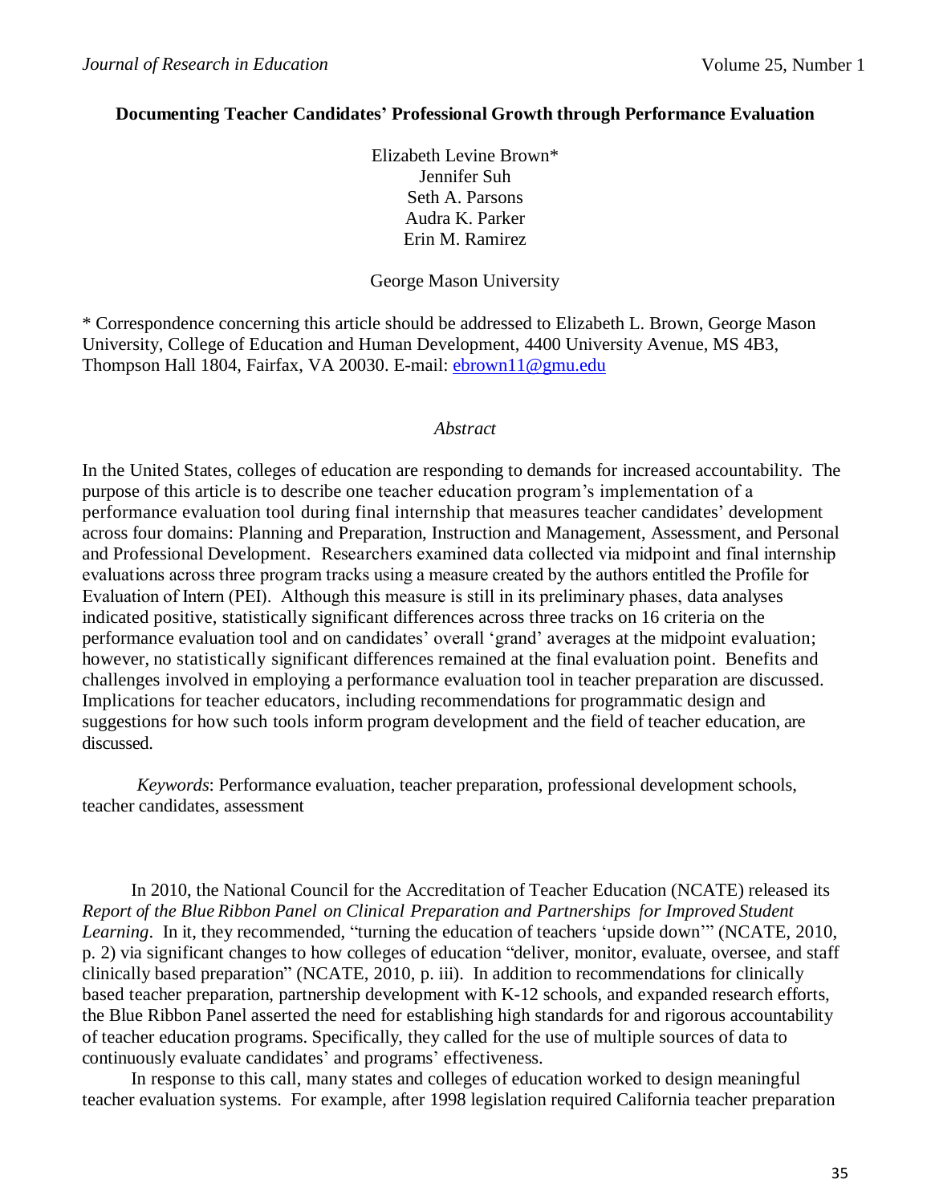# Documenting Teacher Candidates' Professional Growth through Performance Evaluation

Elizabeth Levine Brown*
Jennifer Suh
Seth A. Parsons
Audra K. Parker
Erin M. Ramirez

George Mason University

* Correspondence concerning this article should be addressed to Elizabeth L. Brown, George Mason University, College of Education and Human Development, 4400 University Avenue, MS 4B3, Thompson Hall 1804, Fairfax, VA 20030. E-mail: ebrown11@gmu.edu

## *Abstract*

In the United States, colleges of education are responding to demands for increased accountability. The purpose of this article is to describe one teacher education program's implementation of a performance evaluation tool during final internship that measures teacher candidates' development across four domains: Planning and Preparation, Instruction and Management, Assessment, and Personal and Professional Development. Researchers examined data collected via midpoint and final internship evaluations across three program tracks using a measure created by the authors entitled the Profile for Evaluation of Intern (PEI). Although this measure is still in its preliminary phases, data analyses indicated positive, statistically significant differences across three tracks on 16 criteria on the performance evaluation tool and on candidates' overall 'grand' averages at the midpoint evaluation; however, no statistically significant differences remained at the final evaluation point. Benefits and challenges involved in employing a performance evaluation tool in teacher preparation are discussed. Implications for teacher educators, including recommendations for programmatic design and suggestions for how such tools inform program development and the field of teacher education, are discussed.

*Keywords*: Performance evaluation, teacher preparation, professional development schools, teacher candidates, assessment

In 2010, the National Council for the Accreditation of Teacher Education (NCATE) released its *Report of the Blue Ribbon Panel on Clinical Preparation and Partnerships for Improved Student Learning*. In it, they recommended, "turning the education of teachers 'upside down'" (NCATE, 2010, p. 2) via significant changes to how colleges of education "deliver, monitor, evaluate, oversee, and staff clinically based preparation" (NCATE, 2010, p. iii). In addition to recommendations for clinically based teacher preparation, partnership development with K-12 schools, and expanded research efforts, the Blue Ribbon Panel asserted the need for establishing high standards for and rigorous accountability of teacher education programs. Specifically, they called for the use of multiple sources of data to continuously evaluate candidates' and programs' effectiveness.

In response to this call, many states and colleges of education worked to design meaningful teacher evaluation systems. For example, after 1998 legislation required California teacher preparation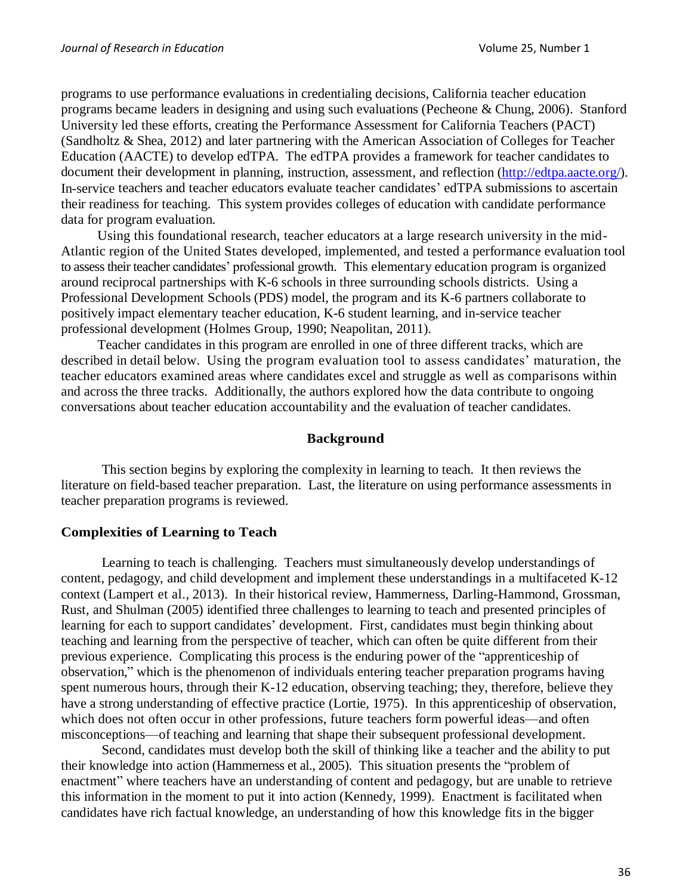programs to use performance evaluations in credentialing decisions, California teacher education programs became leaders in designing and using such evaluations (Pecheone & Chung, 2006). Stanford University led these efforts, creating the Performance Assessment for California Teachers (PACT) (Sandholtz & Shea, 2012) and later partnering with the American Association of Colleges for Teacher Education (AACTE) to develop edTPA. The edTPA provides a framework for teacher candidates to document their development in planning, instruction, assessment, and reflection (http://edtpa.aacte.org/). In-service teachers and teacher educators evaluate teacher candidates' edTPA submissions to ascertain their readiness for teaching. This system provides colleges of education with candidate performance data for program evaluation.

Using this foundational research, teacher educators at a large research university in the mid-Atlantic region of the United States developed, implemented, and tested a performance evaluation tool to assess their teacher candidates' professional growth. This elementary education program is organized around reciprocal partnerships with K-6 schools in three surrounding schools districts. Using a Professional Development Schools (PDS) model, the program and its K-6 partners collaborate to positively impact elementary teacher education, K-6 student learning, and in-service teacher professional development (Holmes Group, 1990; Neapolitan, 2011).

Teacher candidates in this program are enrolled in one of three different tracks, which are described in detail below. Using the program evaluation tool to assess candidates' maturation, the teacher educators examined areas where candidates excel and struggle as well as comparisons within and across the three tracks. Additionally, the authors explored how the data contribute to ongoing conversations about teacher education accountability and the evaluation of teacher candidates.

## Background

This section begins by exploring the complexity in learning to teach. It then reviews the literature on field-based teacher preparation. Last, the literature on using performance assessments in teacher preparation programs is reviewed.

### Complexities of Learning to Teach

Learning to teach is challenging. Teachers must simultaneously develop understandings of content, pedagogy, and child development and implement these understandings in a multifaceted K-12 context (Lampert et al., 2013). In their historical review, Hammerness, Darling-Hammond, Grossman, Rust, and Shulman (2005) identified three challenges to learning to teach and presented principles of learning for each to support candidates' development. First, candidates must begin thinking about teaching and learning from the perspective of teacher, which can often be quite different from their previous experience. Complicating this process is the enduring power of the "apprenticeship of observation," which is the phenomenon of individuals entering teacher preparation programs having spent numerous hours, through their K-12 education, observing teaching; they, therefore, believe they have a strong understanding of effective practice (Lortie, 1975). In this apprenticeship of observation, which does not often occur in other professions, future teachers form powerful ideas—and often misconceptions—of teaching and learning that shape their subsequent professional development.

Second, candidates must develop both the skill of thinking like a teacher and the ability to put their knowledge into action (Hammerness et al., 2005). This situation presents the "problem of enactment" where teachers have an understanding of content and pedagogy, but are unable to retrieve this information in the moment to put it into action (Kennedy, 1999). Enactment is facilitated when candidates have rich factual knowledge, an understanding of how this knowledge fits in the bigger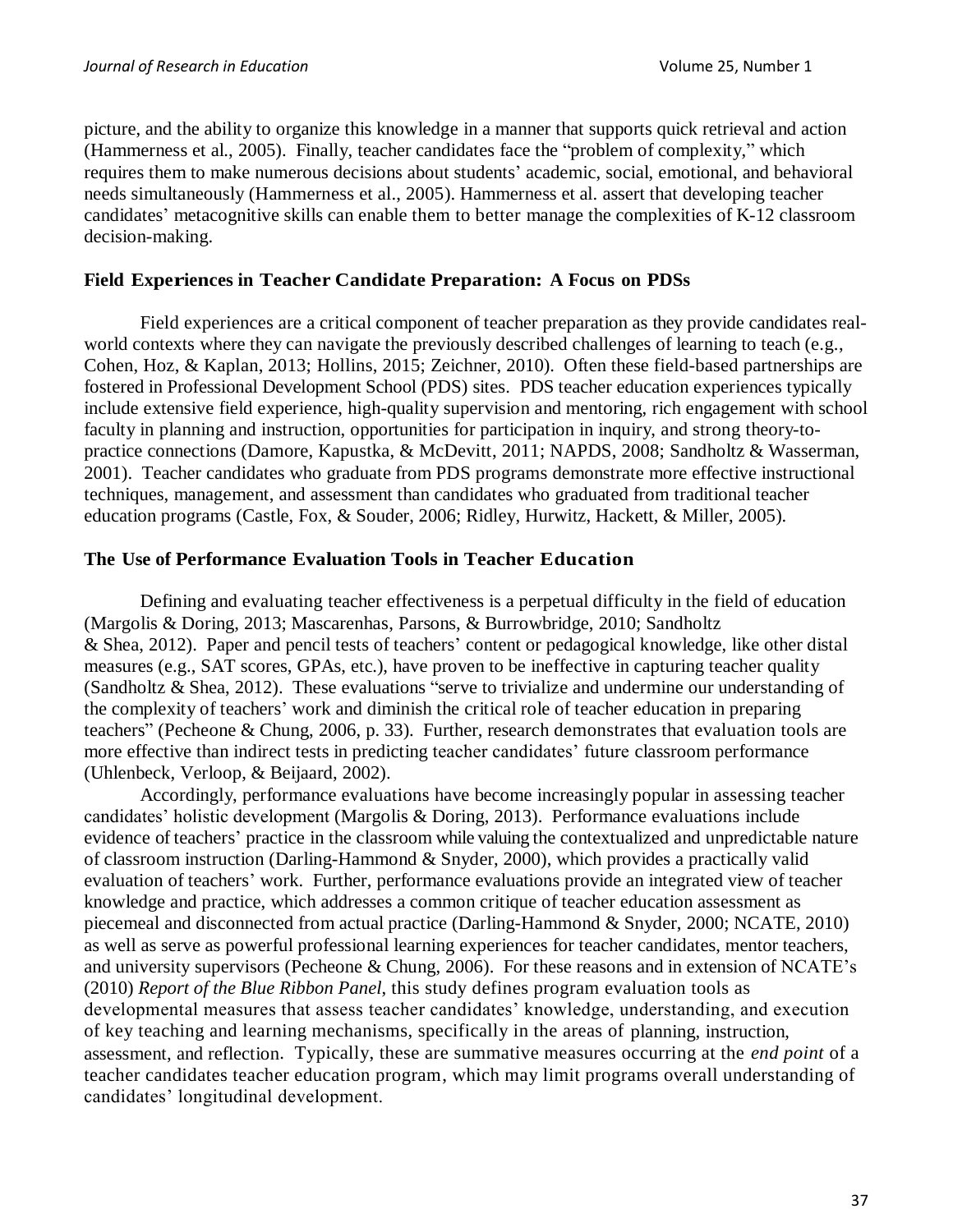picture, and the ability to organize this knowledge in a manner that supports quick retrieval and action (Hammerness et al., 2005). Finally, teacher candidates face the "problem of complexity," which requires them to make numerous decisions about students' academic, social, emotional, and behavioral needs simultaneously (Hammerness et al., 2005). Hammerness et al. assert that developing teacher candidates' metacognitive skills can enable them to better manage the complexities of K-12 classroom decision-making.

### Field Experiences in Teacher Candidate Preparation: A Focus on PDSs

Field experiences are a critical component of teacher preparation as they provide candidates real-world contexts where they can navigate the previously described challenges of learning to teach (e.g., Cohen, Hoz, & Kaplan, 2013; Hollins, 2015; Zeichner, 2010). Often these field-based partnerships are fostered in Professional Development School (PDS) sites. PDS teacher education experiences typically include extensive field experience, high-quality supervision and mentoring, rich engagement with school faculty in planning and instruction, opportunities for participation in inquiry, and strong theory-to-practice connections (Damore, Kapustka, & McDevitt, 2011; NAPDS, 2008; Sandholtz & Wasserman, 2001). Teacher candidates who graduate from PDS programs demonstrate more effective instructional techniques, management, and assessment than candidates who graduated from traditional teacher education programs (Castle, Fox, & Souder, 2006; Ridley, Hurwitz, Hackett, & Miller, 2005).

### The Use of Performance Evaluation Tools in Teacher Education

Defining and evaluating teacher effectiveness is a perpetual difficulty in the field of education (Margolis & Doring, 2013; Mascarenhas, Parsons, & Burrowbridge, 2010; Sandholtz & Shea, 2012). Paper and pencil tests of teachers' content or pedagogical knowledge, like other distal measures (e.g., SAT scores, GPAs, etc.), have proven to be ineffective in capturing teacher quality (Sandholtz & Shea, 2012). These evaluations "serve to trivialize and undermine our understanding of the complexity of teachers' work and diminish the critical role of teacher education in preparing teachers" (Pecheone & Chung, 2006, p. 33). Further, research demonstrates that evaluation tools are more effective than indirect tests in predicting teacher candidates' future classroom performance (Uhlenbeck, Verloop, & Beijaard, 2002).

Accordingly, performance evaluations have become increasingly popular in assessing teacher candidates' holistic development (Margolis & Doring, 2013). Performance evaluations include evidence of teachers' practice in the classroom while valuing the contextualized and unpredictable nature of classroom instruction (Darling-Hammond & Snyder, 2000), which provides a practically valid evaluation of teachers' work. Further, performance evaluations provide an integrated view of teacher knowledge and practice, which addresses a common critique of teacher education assessment as piecemeal and disconnected from actual practice (Darling-Hammond & Snyder, 2000; NCATE, 2010) as well as serve as powerful professional learning experiences for teacher candidates, mentor teachers, and university supervisors (Pecheone & Chung, 2006). For these reasons and in extension of NCATE's (2010) *Report of the Blue Ribbon Panel*, this study defines program evaluation tools as developmental measures that assess teacher candidates' knowledge, understanding, and execution of key teaching and learning mechanisms, specifically in the areas of planning, instruction, assessment, and reflection. Typically, these are summative measures occurring at the *end point* of a teacher candidates teacher education program, which may limit programs overall understanding of candidates' longitudinal development.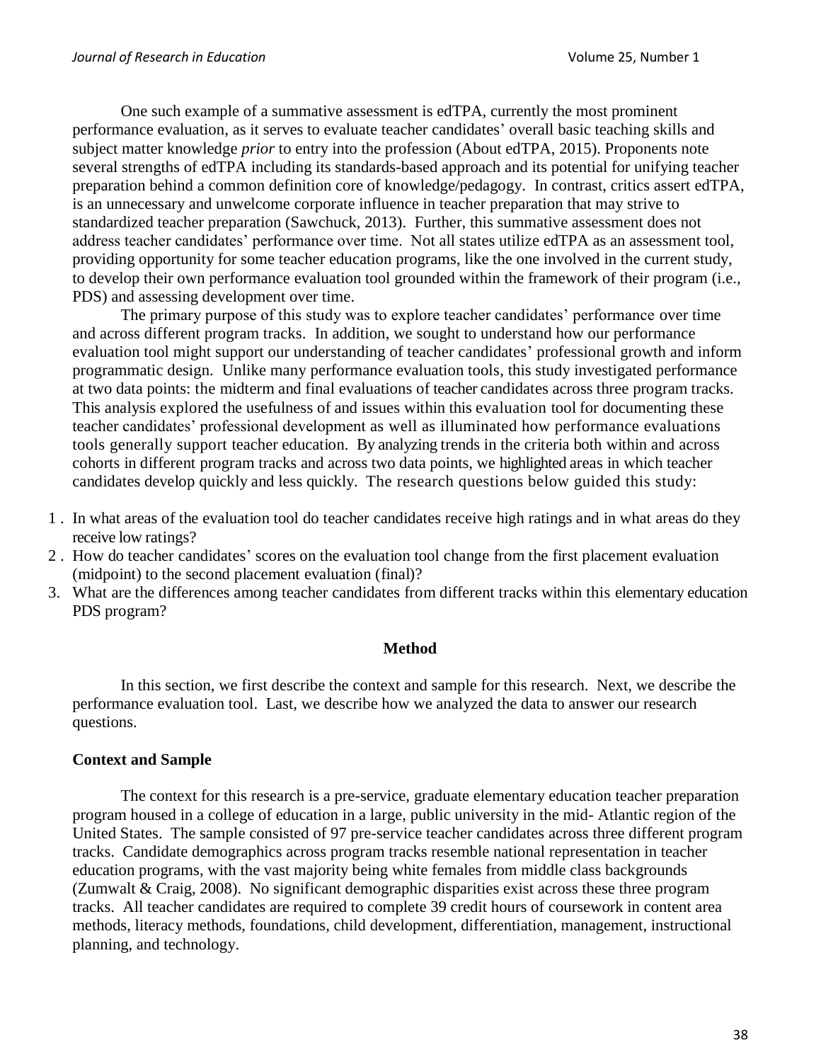One such example of a summative assessment is edTPA, currently the most prominent performance evaluation, as it serves to evaluate teacher candidates' overall basic teaching skills and subject matter knowledge *prior* to entry into the profession (About edTPA, 2015). Proponents note several strengths of edTPA including its standards-based approach and its potential for unifying teacher preparation behind a common definition core of knowledge/pedagogy. In contrast, critics assert edTPA, is an unnecessary and unwelcome corporate influence in teacher preparation that may strive to standardized teacher preparation (Sawchuck, 2013). Further, this summative assessment does not address teacher candidates' performance over time. Not all states utilize edTPA as an assessment tool, providing opportunity for some teacher education programs, like the one involved in the current study, to develop their own performance evaluation tool grounded within the framework of their program (i.e., PDS) and assessing development over time.

The primary purpose of this study was to explore teacher candidates' performance over time and across different program tracks. In addition, we sought to understand how our performance evaluation tool might support our understanding of teacher candidates' professional growth and inform programmatic design. Unlike many performance evaluation tools, this study investigated performance at two data points: the midterm and final evaluations of teacher candidates across three program tracks. This analysis explored the usefulness of and issues within this evaluation tool for documenting these teacher candidates' professional development as well as illuminated how performance evaluations tools generally support teacher education. By analyzing trends in the criteria both within and across cohorts in different program tracks and across two data points, we highlighted areas in which teacher candidates develop quickly and less quickly. The research questions below guided this study:

1. In what areas of the evaluation tool do teacher candidates receive high ratings and in what areas do they receive low ratings?
2. How do teacher candidates' scores on the evaluation tool change from the first placement evaluation (midpoint) to the second placement evaluation (final)?
3. What are the differences among teacher candidates from different tracks within this elementary education PDS program?

## Method

In this section, we first describe the context and sample for this research. Next, we describe the performance evaluation tool. Last, we describe how we analyzed the data to answer our research questions.

### Context and Sample

The context for this research is a pre-service, graduate elementary education teacher preparation program housed in a college of education in a large, public university in the mid- Atlantic region of the United States. The sample consisted of 97 pre-service teacher candidates across three different program tracks. Candidate demographics across program tracks resemble national representation in teacher education programs, with the vast majority being white females from middle class backgrounds (Zumwalt & Craig, 2008). No significant demographic disparities exist across these three program tracks. All teacher candidates are required to complete 39 credit hours of coursework in content area methods, literacy methods, foundations, child development, differentiation, management, instructional planning, and technology.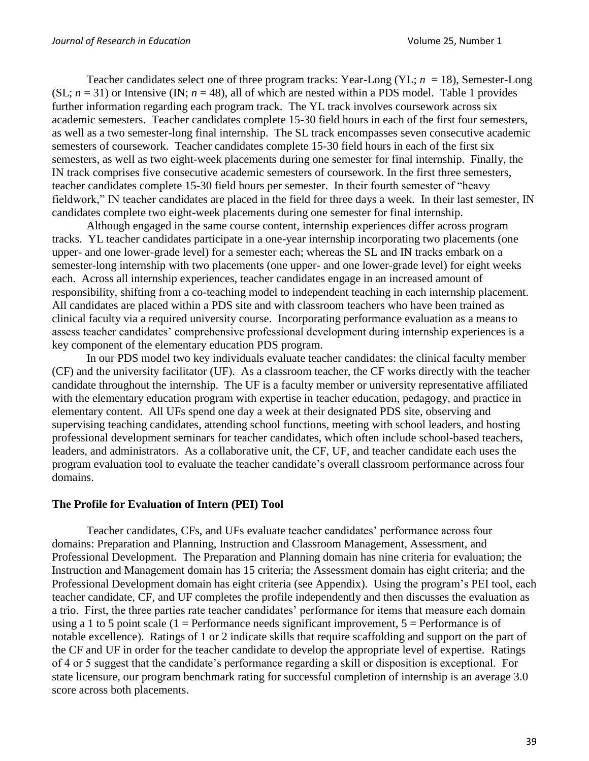Teacher candidates select one of three program tracks: Year-Long (YL; $n = 18$), Semester-Long (SL; $n = 31$) or Intensive (IN; $n = 48$), all of which are nested within a PDS model. Table 1 provides further information regarding each program track. The YL track involves coursework across six academic semesters. Teacher candidates complete 15-30 field hours in each of the first four semesters, as well as a two semester-long final internship. The SL track encompasses seven consecutive academic semesters of coursework. Teacher candidates complete 15-30 field hours in each of the first six semesters, as well as two eight-week placements during one semester for final internship. Finally, the IN track comprises five consecutive academic semesters of coursework. In the first three semesters, teacher candidates complete 15-30 field hours per semester. In their fourth semester of "heavy fieldwork," IN teacher candidates are placed in the field for three days a week. In their last semester, IN candidates complete two eight-week placements during one semester for final internship.

Although engaged in the same course content, internship experiences differ across program tracks. YL teacher candidates participate in a one-year internship incorporating two placements (one upper- and one lower-grade level) for a semester each; whereas the SL and IN tracks embark on a semester-long internship with two placements (one upper- and one lower-grade level) for eight weeks each. Across all internship experiences, teacher candidates engage in an increased amount of responsibility, shifting from a co-teaching model to independent teaching in each internship placement. All candidates are placed within a PDS site and with classroom teachers who have been trained as clinical faculty via a required university course. Incorporating performance evaluation as a means to assess teacher candidates' comprehensive professional development during internship experiences is a key component of the elementary education PDS program.

In our PDS model two key individuals evaluate teacher candidates: the clinical faculty member (CF) and the university facilitator (UF). As a classroom teacher, the CF works directly with the teacher candidate throughout the internship. The UF is a faculty member or university representative affiliated with the elementary education program with expertise in teacher education, pedagogy, and practice in elementary content. All UFs spend one day a week at their designated PDS site, observing and supervising teaching candidates, attending school functions, meeting with school leaders, and hosting professional development seminars for teacher candidates, which often include school-based teachers, leaders, and administrators. As a collaborative unit, the CF, UF, and teacher candidate each uses the program evaluation tool to evaluate the teacher candidate's overall classroom performance across four domains.

## The Profile for Evaluation of Intern (PEI) Tool

Teacher candidates, CFs, and UFs evaluate teacher candidates' performance across four domains: Preparation and Planning, Instruction and Classroom Management, Assessment, and Professional Development. The Preparation and Planning domain has nine criteria for evaluation; the Instruction and Management domain has 15 criteria; the Assessment domain has eight criteria; and the Professional Development domain has eight criteria (see Appendix). Using the program's PEI tool, each teacher candidate, CF, and UF completes the profile independently and then discusses the evaluation as a trio. First, the three parties rate teacher candidates' performance for items that measure each domain using a 1 to 5 point scale (1 = Performance needs significant improvement, 5 = Performance is of notable excellence). Ratings of 1 or 2 indicate skills that require scaffolding and support on the part of the CF and UF in order for the teacher candidate to develop the appropriate level of expertise. Ratings of 4 or 5 suggest that the candidate's performance regarding a skill or disposition is exceptional. For state licensure, our program benchmark rating for successful completion of internship is an average 3.0 score across both placements.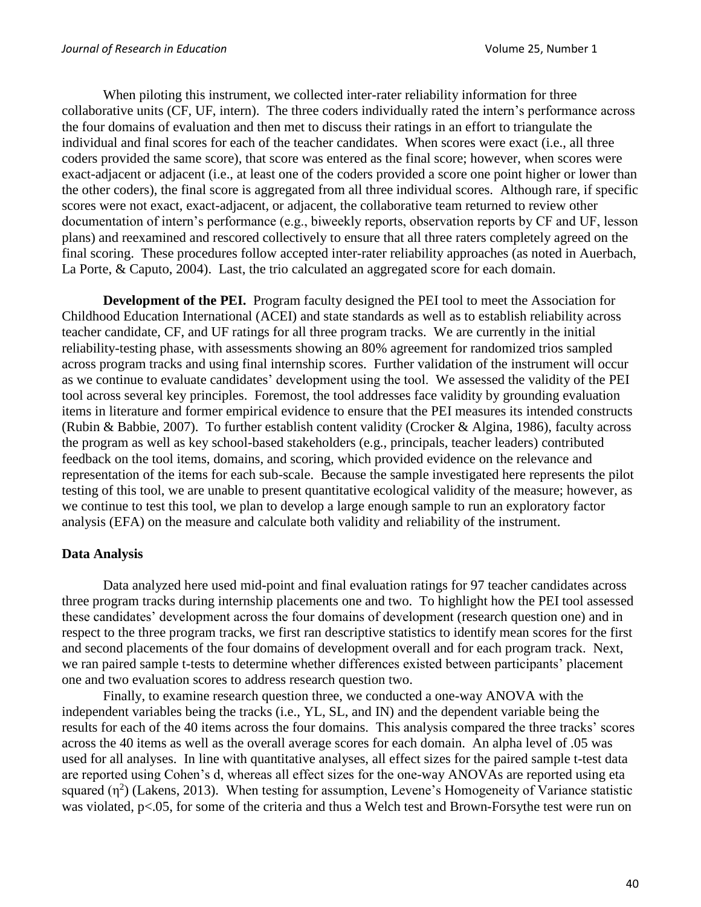When piloting this instrument, we collected inter-rater reliability information for three collaborative units (CF, UF, intern). The three coders individually rated the intern's performance across the four domains of evaluation and then met to discuss their ratings in an effort to triangulate the individual and final scores for each of the teacher candidates. When scores were exact (i.e., all three coders provided the same score), that score was entered as the final score; however, when scores were exact-adjacent or adjacent (i.e., at least one of the coders provided a score one point higher or lower than the other coders), the final score is aggregated from all three individual scores. Although rare, if specific scores were not exact, exact-adjacent, or adjacent, the collaborative team returned to review other documentation of intern's performance (e.g., biweekly reports, observation reports by CF and UF, lesson plans) and reexamined and rescored collectively to ensure that all three raters completely agreed on the final scoring. These procedures follow accepted inter-rater reliability approaches (as noted in Auerbach, La Porte, & Caputo, 2004). Last, the trio calculated an aggregated score for each domain.

**Development of the PEI.** Program faculty designed the PEI tool to meet the Association for Childhood Education International (ACEI) and state standards as well as to establish reliability across teacher candidate, CF, and UF ratings for all three program tracks. We are currently in the initial reliability-testing phase, with assessments showing an 80% agreement for randomized trios sampled across program tracks and using final internship scores. Further validation of the instrument will occur as we continue to evaluate candidates' development using the tool. We assessed the validity of the PEI tool across several key principles. Foremost, the tool addresses face validity by grounding evaluation items in literature and former empirical evidence to ensure that the PEI measures its intended constructs (Rubin & Babbie, 2007). To further establish content validity (Crocker & Algina, 1986), faculty across the program as well as key school-based stakeholders (e.g., principals, teacher leaders) contributed feedback on the tool items, domains, and scoring, which provided evidence on the relevance and representation of the items for each sub-scale. Because the sample investigated here represents the pilot testing of this tool, we are unable to present quantitative ecological validity of the measure; however, as we continue to test this tool, we plan to develop a large enough sample to run an exploratory factor analysis (EFA) on the measure and calculate both validity and reliability of the instrument.

### Data Analysis

Data analyzed here used mid-point and final evaluation ratings for 97 teacher candidates across three program tracks during internship placements one and two. To highlight how the PEI tool assessed these candidates' development across the four domains of development (research question one) and in respect to the three program tracks, we first ran descriptive statistics to identify mean scores for the first and second placements of the four domains of development overall and for each program track. Next, we ran paired sample t-tests to determine whether differences existed between participants' placement one and two evaluation scores to address research question two.

Finally, to examine research question three, we conducted a one-way ANOVA with the independent variables being the tracks (i.e., YL, SL, and IN) and the dependent variable being the results for each of the 40 items across the four domains. This analysis compared the three tracks' scores across the 40 items as well as the overall average scores for each domain. An alpha level of .05 was used for all analyses. In line with quantitative analyses, all effect sizes for the paired sample t-test data are reported using Cohen's d, whereas all effect sizes for the one-way ANOVAs are reported using eta squared ($\eta^2$) (Lakens, 2013). When testing for assumption, Levene's Homogeneity of Variance statistic was violated, $p<.05$, for some of the criteria and thus a Welch test and Brown-Forsythe test were run on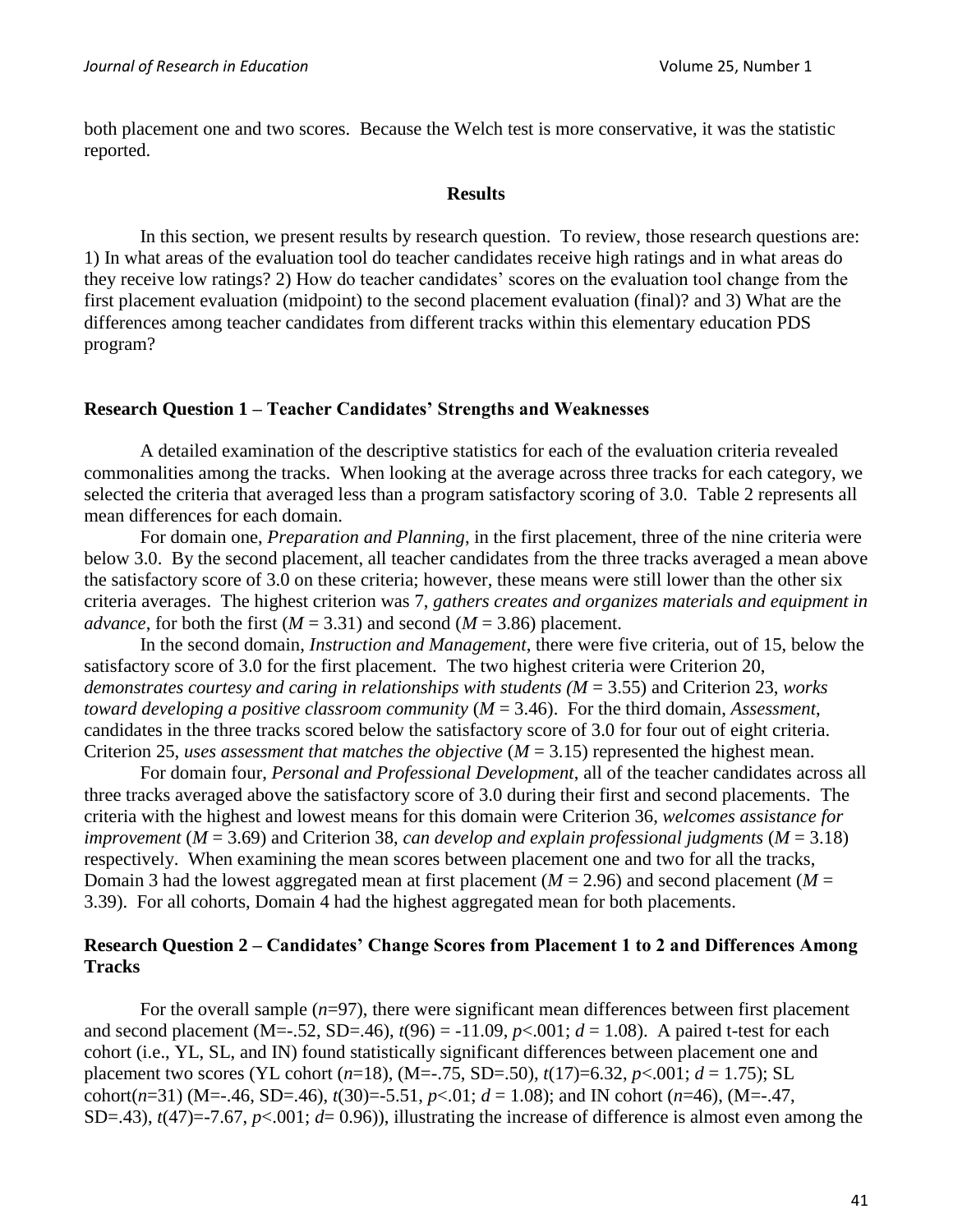both placement one and two scores. Because the Welch test is more conservative, it was the statistic reported.

## Results

In this section, we present results by research question. To review, those research questions are: 1) In what areas of the evaluation tool do teacher candidates receive high ratings and in what areas do they receive low ratings? 2) How do teacher candidates' scores on the evaluation tool change from the first placement evaluation (midpoint) to the second placement evaluation (final)? and 3) What are the differences among teacher candidates from different tracks within this elementary education PDS program?

### Research Question 1 – Teacher Candidates' Strengths and Weaknesses

A detailed examination of the descriptive statistics for each of the evaluation criteria revealed commonalities among the tracks. When looking at the average across three tracks for each category, we selected the criteria that averaged less than a program satisfactory scoring of 3.0. Table 2 represents all mean differences for each domain.

For domain one, *Preparation and Planning*, in the first placement, three of the nine criteria were below 3.0. By the second placement, all teacher candidates from the three tracks averaged a mean above the satisfactory score of 3.0 on these criteria; however, these means were still lower than the other six criteria averages. The highest criterion was 7, *gathers creates and organizes materials and equipment in advance*, for both the first ($M$ = 3.31) and second ($M$ = 3.86) placement.

In the second domain, *Instruction and Management*, there were five criteria, out of 15, below the satisfactory score of 3.0 for the first placement. The two highest criteria were Criterion 20, *demonstrates courtesy and caring in relationships with students (M* = 3.55) and Criterion 23, *works toward developing a positive classroom community* ($M$ = 3.46). For the third domain, *Assessment*, candidates in the three tracks scored below the satisfactory score of 3.0 for four out of eight criteria. Criterion 25, *uses assessment that matches the objective* ($M$ = 3.15) represented the highest mean.

For domain four, *Personal and Professional Development*, all of the teacher candidates across all three tracks averaged above the satisfactory score of 3.0 during their first and second placements. The criteria with the highest and lowest means for this domain were Criterion 36, *welcomes assistance for improvement* ($M$ = 3.69) and Criterion 38, *can develop and explain professional judgments* ($M$ = 3.18) respectively. When examining the mean scores between placement one and two for all the tracks, Domain 3 had the lowest aggregated mean at first placement ($M$ = 2.96) and second placement ($M$ = 3.39). For all cohorts, Domain 4 had the highest aggregated mean for both placements.

### Research Question 2 – Candidates' Change Scores from Placement 1 to 2 and Differences Among Tracks

For the overall sample ($n$=97), there were significant mean differences between first placement and second placement (M=-.52, SD=.46), $t(96) = -11.09$, $p<.001$; $d = 1.08$). A paired t-test for each cohort (i.e., YL, SL, and IN) found statistically significant differences between placement one and placement two scores (YL cohort ($n$=18), (M=-.75, SD=.50), $t(17)=6.32$, $p<.001$; $d = 1.75$); SL cohort($n$=31) (M=-.46, SD=.46), $t(30)=-5.51$, $p<.01$; $d = 1.08$); and IN cohort ($n$=46), (M=-.47, SD=.43), $t(47)=-7.67$, $p<.001$; $d= 0.96$)), illustrating the increase of difference is almost even among the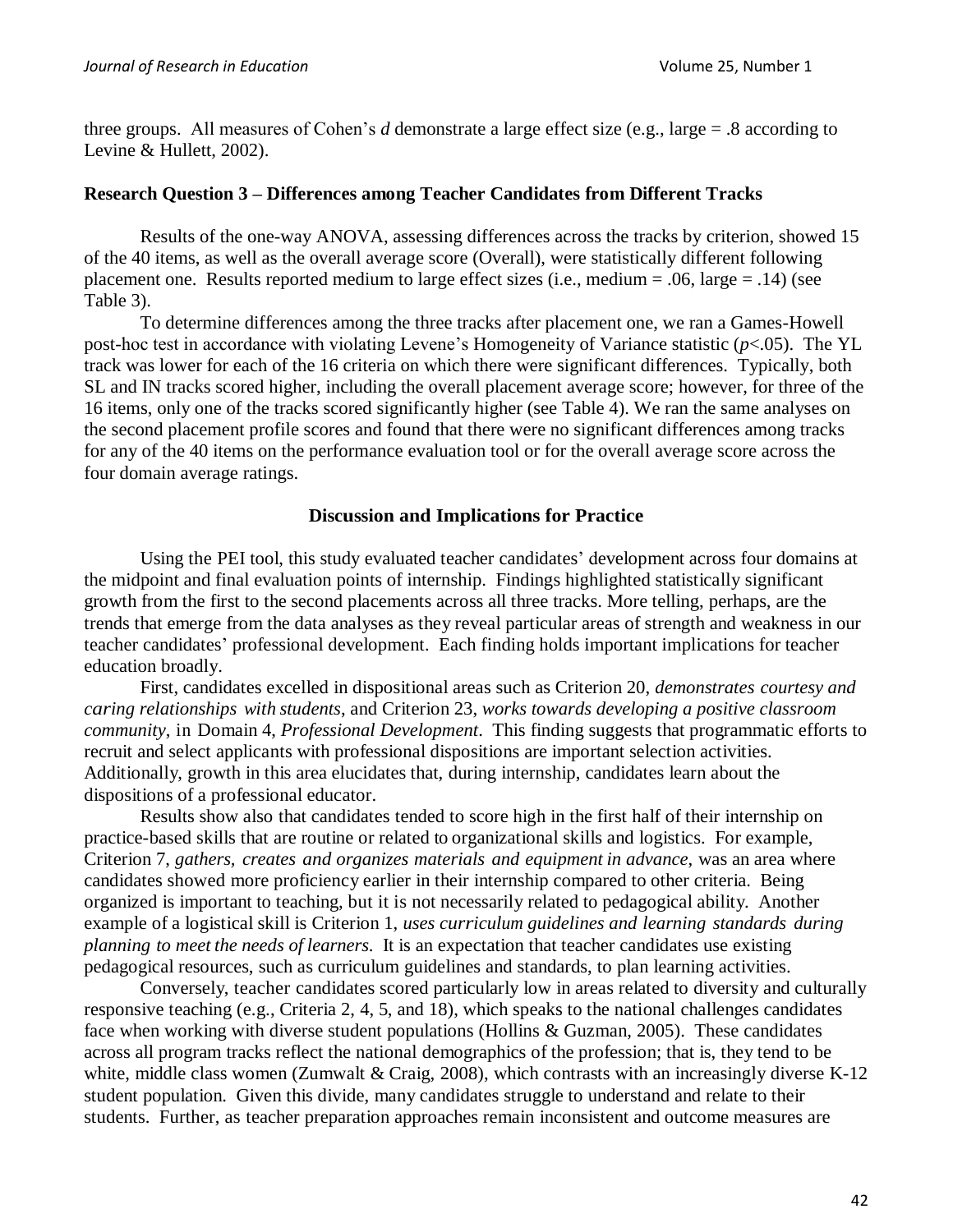three groups. All measures of Cohen's *d* demonstrate a large effect size (e.g., large = .8 according to Levine & Hullett, 2002).

**Research Question 3 – Differences among Teacher Candidates from Different Tracks**

Results of the one-way ANOVA, assessing differences across the tracks by criterion, showed 15 of the 40 items, as well as the overall average score (Overall), were statistically different following placement one. Results reported medium to large effect sizes (i.e., medium = .06, large = .14) (see Table 3).

To determine differences among the three tracks after placement one, we ran a Games-Howell post-hoc test in accordance with violating Levene's Homogeneity of Variance statistic ($p<.05$). The YL track was lower for each of the 16 criteria on which there were significant differences. Typically, both SL and IN tracks scored higher, including the overall placement average score; however, for three of the 16 items, only one of the tracks scored significantly higher (see Table 4). We ran the same analyses on the second placement profile scores and found that there were no significant differences among tracks for any of the 40 items on the performance evaluation tool or for the overall average score across the four domain average ratings.

## Discussion and Implications for Practice

Using the PEI tool, this study evaluated teacher candidates' development across four domains at the midpoint and final evaluation points of internship. Findings highlighted statistically significant growth from the first to the second placements across all three tracks. More telling, perhaps, are the trends that emerge from the data analyses as they reveal particular areas of strength and weakness in our teacher candidates' professional development. Each finding holds important implications for teacher education broadly.

First, candidates excelled in dispositional areas such as Criterion 20, *demonstrates courtesy and caring relationships with students*, and Criterion 23, *works towards developing a positive classroom community*, in Domain 4, *Professional Development*. This finding suggests that programmatic efforts to recruit and select applicants with professional dispositions are important selection activities. Additionally, growth in this area elucidates that, during internship, candidates learn about the dispositions of a professional educator.

Results show also that candidates tended to score high in the first half of their internship on practice-based skills that are routine or related to organizational skills and logistics. For example, Criterion 7, *gathers, creates and organizes materials and equipment in advance,* was an area where candidates showed more proficiency earlier in their internship compared to other criteria. Being organized is important to teaching, but it is not necessarily related to pedagogical ability. Another example of a logistical skill is Criterion 1, *uses curriculum guidelines and learning standards during planning to meet the needs of learners.* It is an expectation that teacher candidates use existing pedagogical resources, such as curriculum guidelines and standards, to plan learning activities.

Conversely, teacher candidates scored particularly low in areas related to diversity and culturally responsive teaching (e.g., Criteria 2, 4, 5, and 18), which speaks to the national challenges candidates face when working with diverse student populations (Hollins & Guzman, 2005). These candidates across all program tracks reflect the national demographics of the profession; that is, they tend to be white, middle class women (Zumwalt & Craig, 2008), which contrasts with an increasingly diverse K-12 student population. Given this divide, many candidates struggle to understand and relate to their students. Further, as teacher preparation approaches remain inconsistent and outcome measures are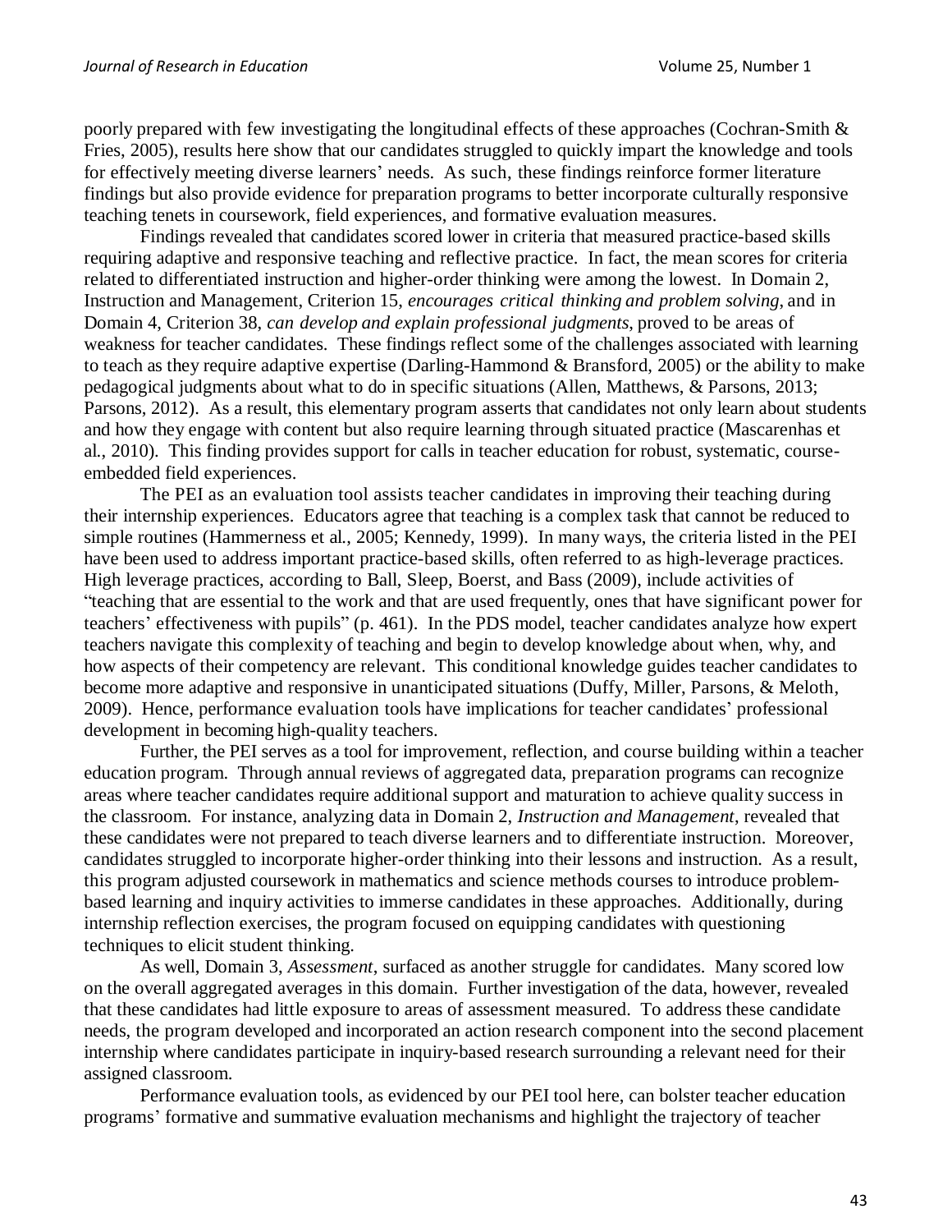poorly prepared with few investigating the longitudinal effects of these approaches (Cochran-Smith & Fries, 2005), results here show that our candidates struggled to quickly impart the knowledge and tools for effectively meeting diverse learners' needs. As such, these findings reinforce former literature findings but also provide evidence for preparation programs to better incorporate culturally responsive teaching tenets in coursework, field experiences, and formative evaluation measures.

Findings revealed that candidates scored lower in criteria that measured practice-based skills requiring adaptive and responsive teaching and reflective practice. In fact, the mean scores for criteria related to differentiated instruction and higher-order thinking were among the lowest. In Domain 2, Instruction and Management, Criterion 15, *encourages critical thinking and problem solving*, and in Domain 4, Criterion 38, *can develop and explain professional judgments*, proved to be areas of weakness for teacher candidates. These findings reflect some of the challenges associated with learning to teach as they require adaptive expertise (Darling-Hammond & Bransford, 2005) or the ability to make pedagogical judgments about what to do in specific situations (Allen, Matthews, & Parsons, 2013; Parsons, 2012). As a result, this elementary program asserts that candidates not only learn about students and how they engage with content but also require learning through situated practice (Mascarenhas et al., 2010). This finding provides support for calls in teacher education for robust, systematic, course-embedded field experiences.

The PEI as an evaluation tool assists teacher candidates in improving their teaching during their internship experiences. Educators agree that teaching is a complex task that cannot be reduced to simple routines (Hammerness et al., 2005; Kennedy, 1999). In many ways, the criteria listed in the PEI have been used to address important practice-based skills, often referred to as high-leverage practices. High leverage practices, according to Ball, Sleep, Boerst, and Bass (2009), include activities of "teaching that are essential to the work and that are used frequently, ones that have significant power for teachers' effectiveness with pupils" (p. 461). In the PDS model, teacher candidates analyze how expert teachers navigate this complexity of teaching and begin to develop knowledge about when, why, and how aspects of their competency are relevant. This conditional knowledge guides teacher candidates to become more adaptive and responsive in unanticipated situations (Duffy, Miller, Parsons, & Meloth, 2009). Hence, performance evaluation tools have implications for teacher candidates' professional development in becoming high-quality teachers.

Further, the PEI serves as a tool for improvement, reflection, and course building within a teacher education program. Through annual reviews of aggregated data, preparation programs can recognize areas where teacher candidates require additional support and maturation to achieve quality success in the classroom. For instance, analyzing data in Domain 2, *Instruction and Management*, revealed that these candidates were not prepared to teach diverse learners and to differentiate instruction. Moreover, candidates struggled to incorporate higher-order thinking into their lessons and instruction. As a result, this program adjusted coursework in mathematics and science methods courses to introduce problem-based learning and inquiry activities to immerse candidates in these approaches. Additionally, during internship reflection exercises, the program focused on equipping candidates with questioning techniques to elicit student thinking.

As well, Domain 3, *Assessment*, surfaced as another struggle for candidates. Many scored low on the overall aggregated averages in this domain. Further investigation of the data, however, revealed that these candidates had little exposure to areas of assessment measured. To address these candidate needs, the program developed and incorporated an action research component into the second placement internship where candidates participate in inquiry-based research surrounding a relevant need for their assigned classroom.

Performance evaluation tools, as evidenced by our PEI tool here, can bolster teacher education programs' formative and summative evaluation mechanisms and highlight the trajectory of teacher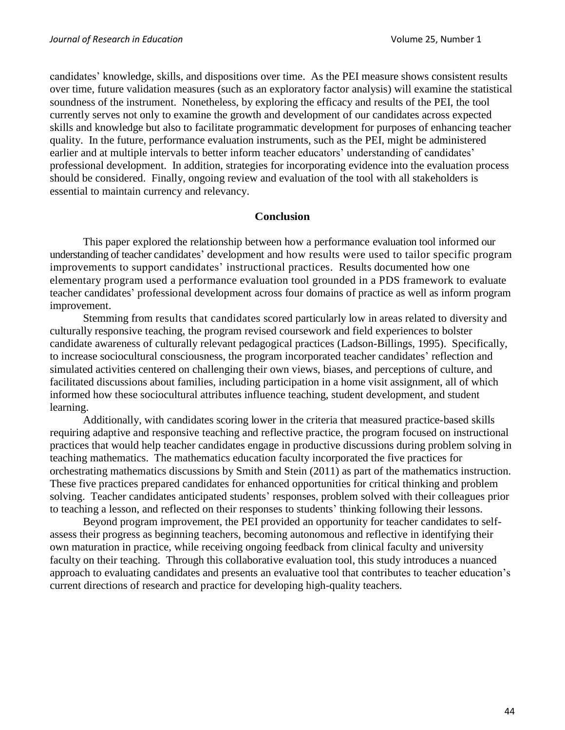candidates' knowledge, skills, and dispositions over time. As the PEI measure shows consistent results over time, future validation measures (such as an exploratory factor analysis) will examine the statistical soundness of the instrument. Nonetheless, by exploring the efficacy and results of the PEI, the tool currently serves not only to examine the growth and development of our candidates across expected skills and knowledge but also to facilitate programmatic development for purposes of enhancing teacher quality. In the future, performance evaluation instruments, such as the PEI, might be administered earlier and at multiple intervals to better inform teacher educators' understanding of candidates' professional development. In addition, strategies for incorporating evidence into the evaluation process should be considered. Finally, ongoing review and evaluation of the tool with all stakeholders is essential to maintain currency and relevancy.

## Conclusion

This paper explored the relationship between how a performance evaluation tool informed our understanding of teacher candidates' development and how results were used to tailor specific program improvements to support candidates' instructional practices. Results documented how one elementary program used a performance evaluation tool grounded in a PDS framework to evaluate teacher candidates' professional development across four domains of practice as well as inform program improvement.

Stemming from results that candidates scored particularly low in areas related to diversity and culturally responsive teaching, the program revised coursework and field experiences to bolster candidate awareness of culturally relevant pedagogical practices (Ladson-Billings, 1995). Specifically, to increase sociocultural consciousness, the program incorporated teacher candidates' reflection and simulated activities centered on challenging their own views, biases, and perceptions of culture, and facilitated discussions about families, including participation in a home visit assignment, all of which informed how these sociocultural attributes influence teaching, student development, and student learning.

Additionally, with candidates scoring lower in the criteria that measured practice-based skills requiring adaptive and responsive teaching and reflective practice, the program focused on instructional practices that would help teacher candidates engage in productive discussions during problem solving in teaching mathematics. The mathematics education faculty incorporated the five practices for orchestrating mathematics discussions by Smith and Stein (2011) as part of the mathematics instruction. These five practices prepared candidates for enhanced opportunities for critical thinking and problem solving. Teacher candidates anticipated students' responses, problem solved with their colleagues prior to teaching a lesson, and reflected on their responses to students' thinking following their lessons.

Beyond program improvement, the PEI provided an opportunity for teacher candidates to self-assess their progress as beginning teachers, becoming autonomous and reflective in identifying their own maturation in practice, while receiving ongoing feedback from clinical faculty and university faculty on their teaching. Through this collaborative evaluation tool, this study introduces a nuanced approach to evaluating candidates and presents an evaluative tool that contributes to teacher education's current directions of research and practice for developing high-quality teachers.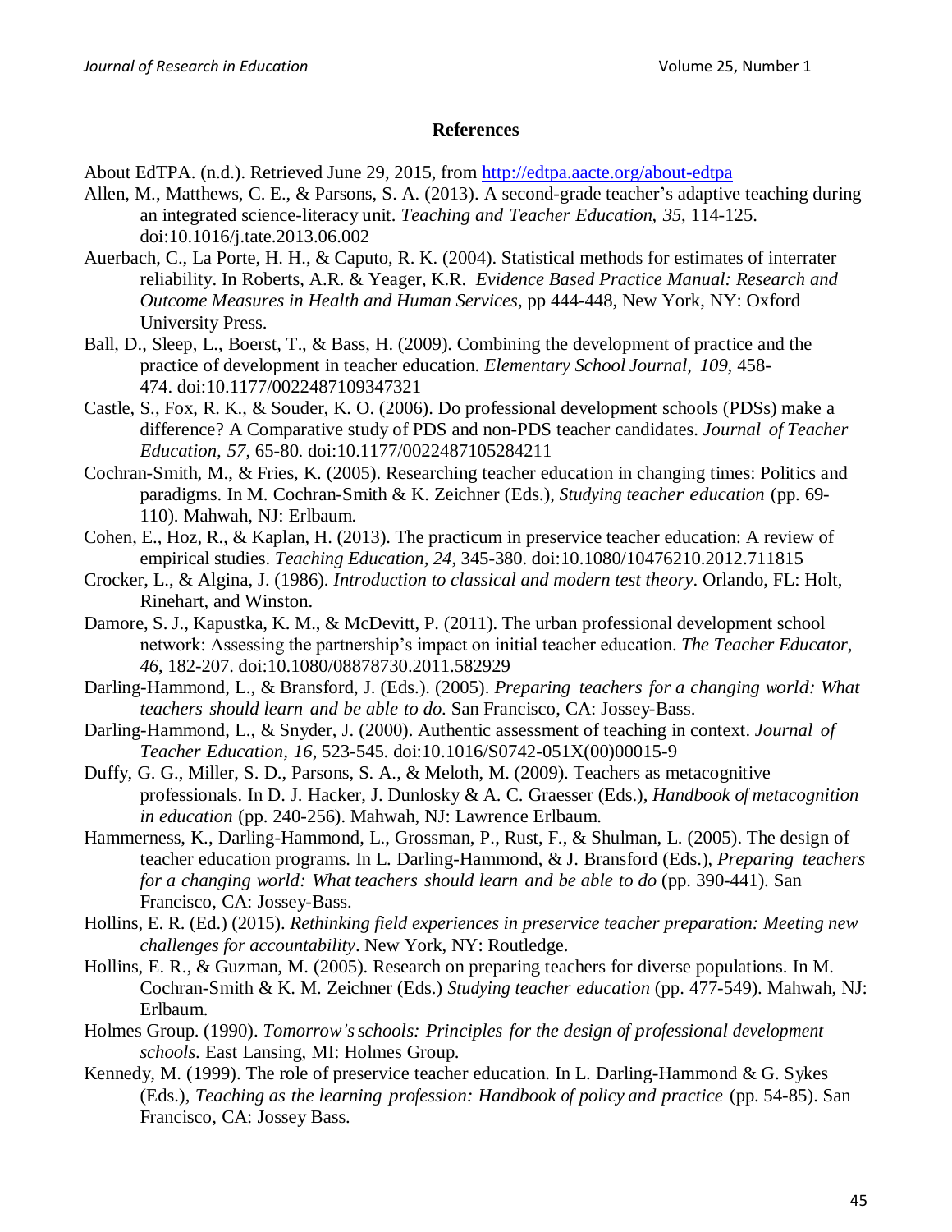## References

About EdTPA. (n.d.). Retrieved June 29, 2015, from http://edtpa.aacte.org/about-edtpa

Allen, M., Matthews, C. E., & Parsons, S. A. (2013). A second-grade teacher's adaptive teaching during an integrated science-literacy unit. *Teaching and Teacher Education, 35*, 114-125. doi:10.1016/j.tate.2013.06.002

Auerbach, C., La Porte, H. H., & Caputo, R. K. (2004). Statistical methods for estimates of interrater reliability. In Roberts, A.R. & Yeager, K.R. *Evidence Based Practice Manual: Research and Outcome Measures in Health and Human Services,* pp 444-448, New York, NY: Oxford University Press.

Ball, D., Sleep, L., Boerst, T., & Bass, H. (2009). Combining the development of practice and the practice of development in teacher education. *Elementary School Journal, 109*, 458-474. doi:10.1177/0022487109347321

Castle, S., Fox, R. K., & Souder, K. O. (2006). Do professional development schools (PDSs) make a difference? A Comparative study of PDS and non-PDS teacher candidates. *Journal of Teacher Education, 57*, 65-80. doi:10.1177/0022487105284211

Cochran-Smith, M., & Fries, K. (2005). Researching teacher education in changing times: Politics and paradigms. In M. Cochran-Smith & K. Zeichner (Eds.), *Studying teacher education* (pp. 69-110). Mahwah, NJ: Erlbaum.

Cohen, E., Hoz, R., & Kaplan, H. (2013). The practicum in preservice teacher education: A review of empirical studies. *Teaching Education, 24*, 345-380. doi:10.1080/10476210.2012.711815

Crocker, L., & Algina, J. (1986). *Introduction to classical and modern test theory*. Orlando, FL: Holt, Rinehart, and Winston.

Damore, S. J., Kapustka, K. M., & McDevitt, P. (2011). The urban professional development school network: Assessing the partnership's impact on initial teacher education. *The Teacher Educator, 46*, 182-207. doi:10.1080/08878730.2011.582929

Darling-Hammond, L., & Bransford, J. (Eds.). (2005). *Preparing teachers for a changing world: What teachers should learn and be able to do.* San Francisco, CA: Jossey-Bass.

Darling-Hammond, L., & Snyder, J. (2000). Authentic assessment of teaching in context. *Journal of Teacher Education, 16*, 523-545. doi:10.1016/S0742-051X(00)00015-9

Duffy, G. G., Miller, S. D., Parsons, S. A., & Meloth, M. (2009). Teachers as metacognitive professionals. In D. J. Hacker, J. Dunlosky & A. C. Graesser (Eds.), *Handbook of metacognition in education* (pp. 240-256). Mahwah, NJ: Lawrence Erlbaum.

Hammerness, K., Darling-Hammond, L., Grossman, P., Rust, F., & Shulman, L. (2005). The design of teacher education programs. In L. Darling-Hammond, & J. Bransford (Eds.), *Preparing teachers for a changing world: What teachers should learn and be able to do* (pp. 390-441). San Francisco, CA: Jossey-Bass.

Hollins, E. R. (Ed.) (2015). *Rethinking field experiences in preservice teacher preparation: Meeting new challenges for accountability*. New York, NY: Routledge.

Hollins, E. R., & Guzman, M. (2005). Research on preparing teachers for diverse populations. In M. Cochran-Smith & K. M. Zeichner (Eds.) *Studying teacher education* (pp. 477-549). Mahwah, NJ: Erlbaum.

Holmes Group. (1990). *Tomorrow's schools: Principles for the design of professional development schools.* East Lansing, MI: Holmes Group.

Kennedy, M. (1999). The role of preservice teacher education. In L. Darling-Hammond & G. Sykes (Eds.), *Teaching as the learning profession: Handbook of policy and practice* (pp. 54-85). San Francisco, CA: Jossey Bass.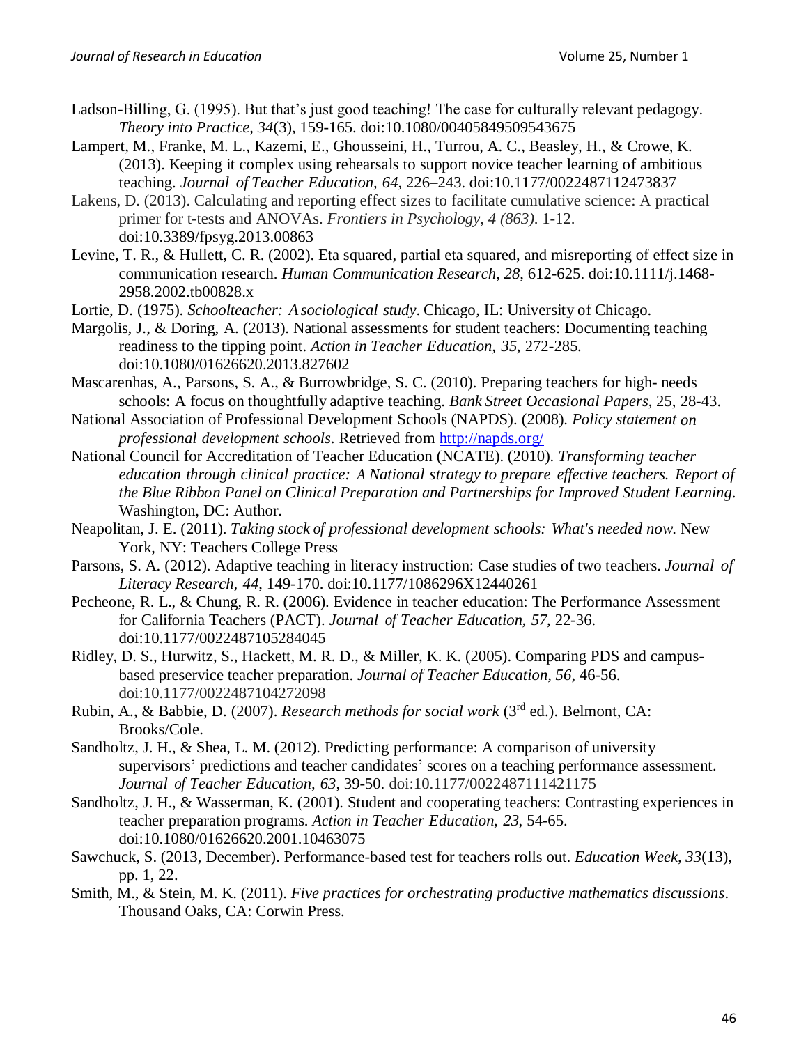Ladson-Billing, G. (1995). But that's just good teaching! The case for culturally relevant pedagogy. *Theory into Practice, 34*(3), 159-165. doi:10.1080/00405849509543675

Lampert, M., Franke, M. L., Kazemi, E., Ghousseini, H., Turrou, A. C., Beasley, H., & Crowe, K. (2013). Keeping it complex using rehearsals to support novice teacher learning of ambitious teaching. *Journal of Teacher Education, 64*, 226–243. doi:10.1177/0022487112473837

Lakens, D. (2013). Calculating and reporting effect sizes to facilitate cumulative science: A practical primer for t-tests and ANOVAs. *Frontiers in Psychology, 4 (863)*. 1-12. doi:10.3389/fpsyg.2013.00863

Levine, T. R., & Hullett, C. R. (2002). Eta squared, partial eta squared, and misreporting of effect size in communication research. *Human Communication Research, 28*, 612-625. doi:10.1111/j.1468-2958.2002.tb00828.x

Lortie, D. (1975). *Schoolteacher: A sociological study*. Chicago, IL: University of Chicago.

Margolis, J., & Doring, A. (2013). National assessments for student teachers: Documenting teaching readiness to the tipping point. *Action in Teacher Education, 35*, 272-285. doi:10.1080/01626620.2013.827602

Mascarenhas, A., Parsons, S. A., & Burrowbridge, S. C. (2010). Preparing teachers for high- needs schools: A focus on thoughtfully adaptive teaching. *Bank Street Occasional Papers*, 25, 28-43.

National Association of Professional Development Schools (NAPDS). (2008). *Policy statement on professional development schools*. Retrieved from http://napds.org/

National Council for Accreditation of Teacher Education (NCATE). (2010). *Transforming teacher education through clinical practice: A National strategy to prepare effective teachers. Report of the Blue Ribbon Panel on Clinical Preparation and Partnerships for Improved Student Learning*. Washington, DC: Author.

Neapolitan, J. E. (2011). *Taking stock of professional development schools: What's needed now.* New York, NY: Teachers College Press

Parsons, S. A. (2012). Adaptive teaching in literacy instruction: Case studies of two teachers. *Journal of Literacy Research, 44*, 149-170. doi:10.1177/1086296X12440261

Pecheone, R. L., & Chung, R. R. (2006). Evidence in teacher education: The Performance Assessment for California Teachers (PACT). *Journal of Teacher Education, 57*, 22-36. doi:10.1177/0022487105284045

Ridley, D. S., Hurwitz, S., Hackett, M. R. D., & Miller, K. K. (2005). Comparing PDS and campus-based preservice teacher preparation. *Journal of Teacher Education, 56*, 46-56. doi:10.1177/0022487104272098

Rubin, A., & Babbie, D. (2007). *Research methods for social work* (3rd ed.). Belmont, CA: Brooks/Cole.

Sandholtz, J. H., & Shea, L. M. (2012). Predicting performance: A comparison of university supervisors' predictions and teacher candidates' scores on a teaching performance assessment. *Journal of Teacher Education, 63*, 39-50. doi:10.1177/0022487111421175

Sandholtz, J. H., & Wasserman, K. (2001). Student and cooperating teachers: Contrasting experiences in teacher preparation programs. *Action in Teacher Education, 23*, 54-65. doi:10.1080/01626620.2001.10463075

Sawchuck, S. (2013, December). Performance-based test for teachers rolls out. *Education Week, 33*(13), pp. 1, 22.

Smith, M., & Stein, M. K. (2011). *Five practices for orchestrating productive mathematics discussions*. Thousand Oaks, CA: Corwin Press.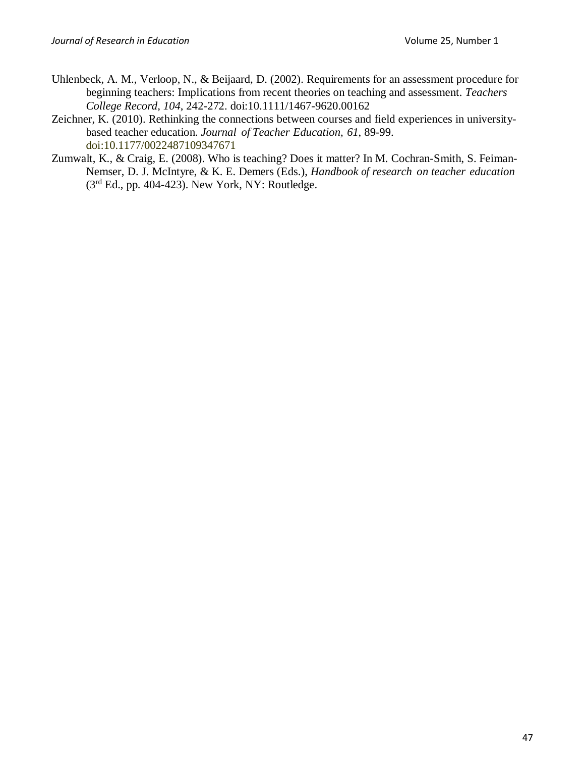Uhlenbeck, A. M., Verloop, N., & Beijaard, D. (2002). Requirements for an assessment procedure for beginning teachers: Implications from recent theories on teaching and assessment. *Teachers College Record, 104*, 242-272. doi:10.1111/1467-9620.00162

Zeichner, K. (2010). Rethinking the connections between courses and field experiences in university-based teacher education. *Journal of Teacher Education, 61*, 89-99. doi:10.1177/0022487109347671

Zumwalt, K., & Craig, E. (2008). Who is teaching? Does it matter? In M. Cochran-Smith, S. Feiman-Nemser, D. J. McIntyre, & K. E. Demers (Eds.), *Handbook of research on teacher education* (3rd Ed., pp. 404-423). New York, NY: Routledge.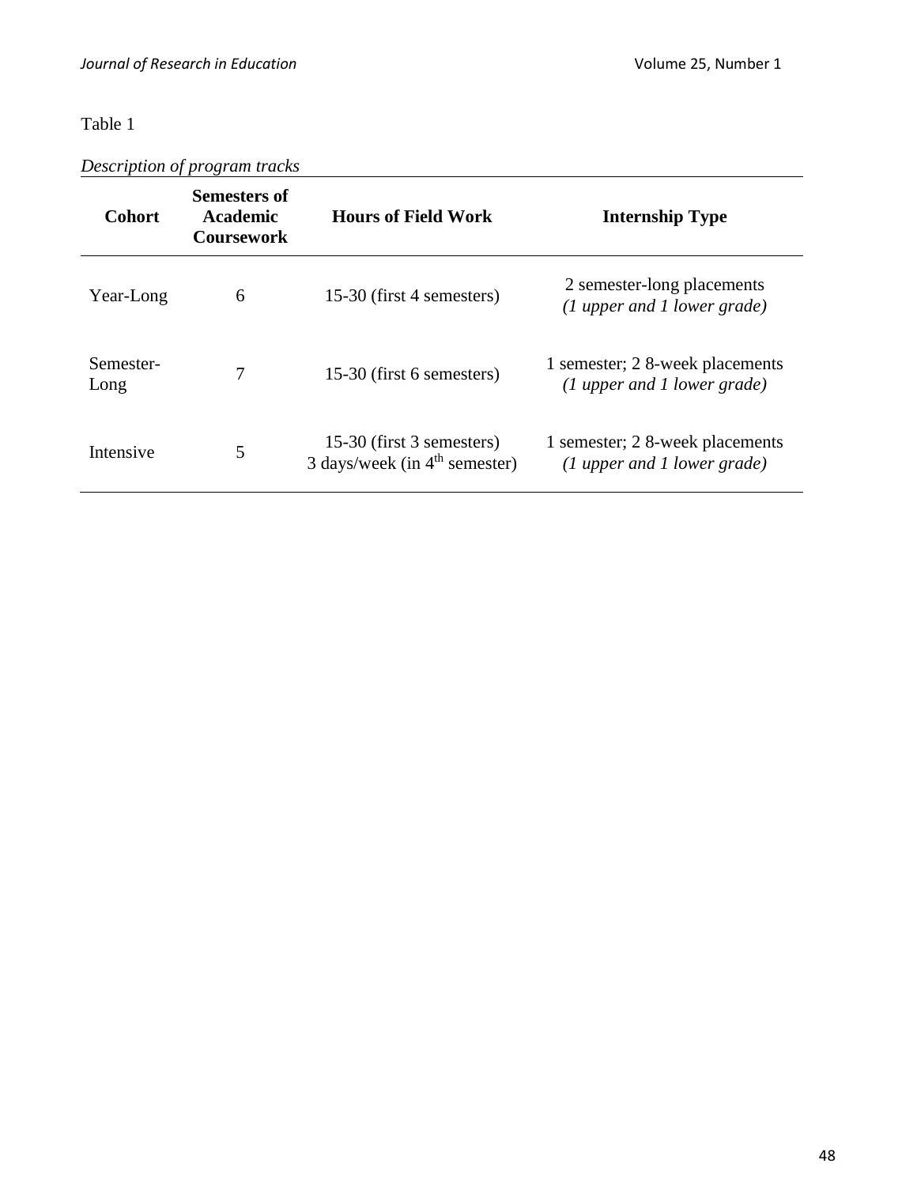Table 1

*Description of program tracks*

| Cohort | Semesters of Academic Coursework | Hours of Field Work | Internship Type |
| --- | --- | --- | --- |
| Year-Long | 6 | 15-30 (first 4 semesters) | 2 semester-long placements *(1 upper and 1 lower grade)* |
| Semester-Long | 7 | 15-30 (first 6 semesters) | 1 semester; 2 8-week placements *(1 upper and 1 lower grade)* |
| Intensive | 5 | 15-30 (first 3 semesters) 3 days/week (in 4th semester) | 1 semester; 2 8-week placements *(1 upper and 1 lower grade)* |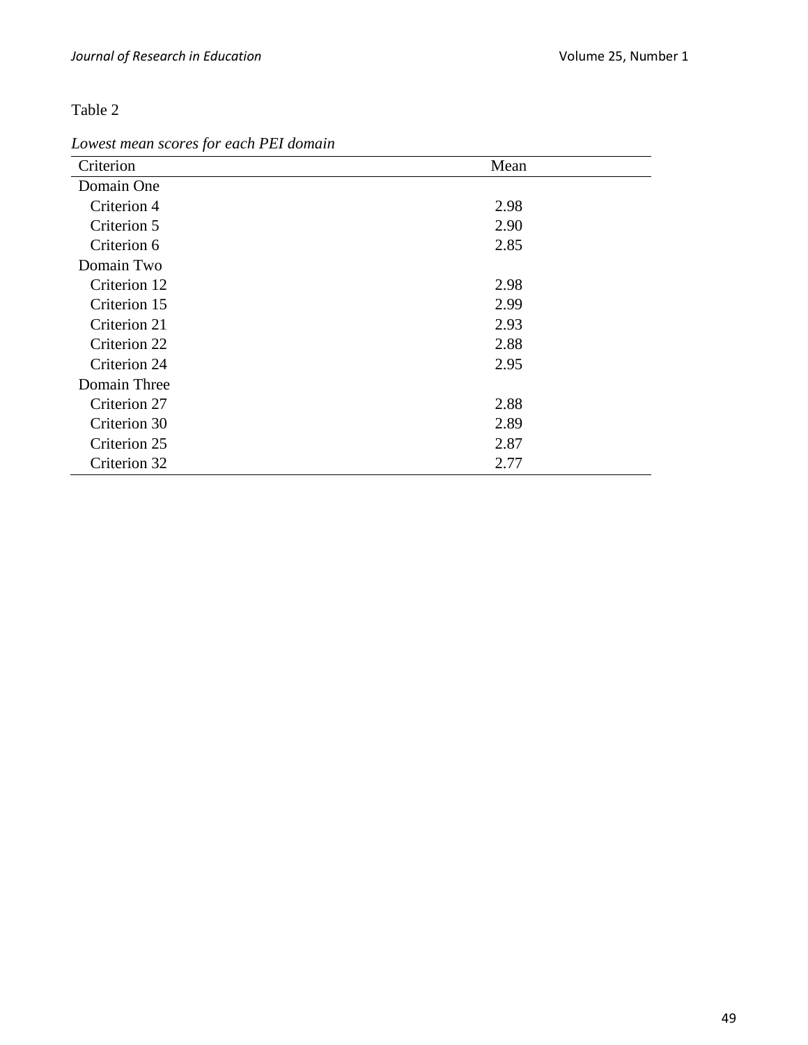Table 2

*Lowest mean scores for each PEI domain*

| Criterion | Mean |
|---|---|
| Domain One | |
| Criterion 4 | 2.98 |
| Criterion 5 | 2.90 |
| Criterion 6 | 2.85 |
| Domain Two | |
| Criterion 12 | 2.98 |
| Criterion 15 | 2.99 |
| Criterion 21 | 2.93 |
| Criterion 22 | 2.88 |
| Criterion 24 | 2.95 |
| Domain Three | |
| Criterion 27 | 2.88 |
| Criterion 30 | 2.89 |
| Criterion 25 | 2.87 |
| Criterion 32 | 2.77 |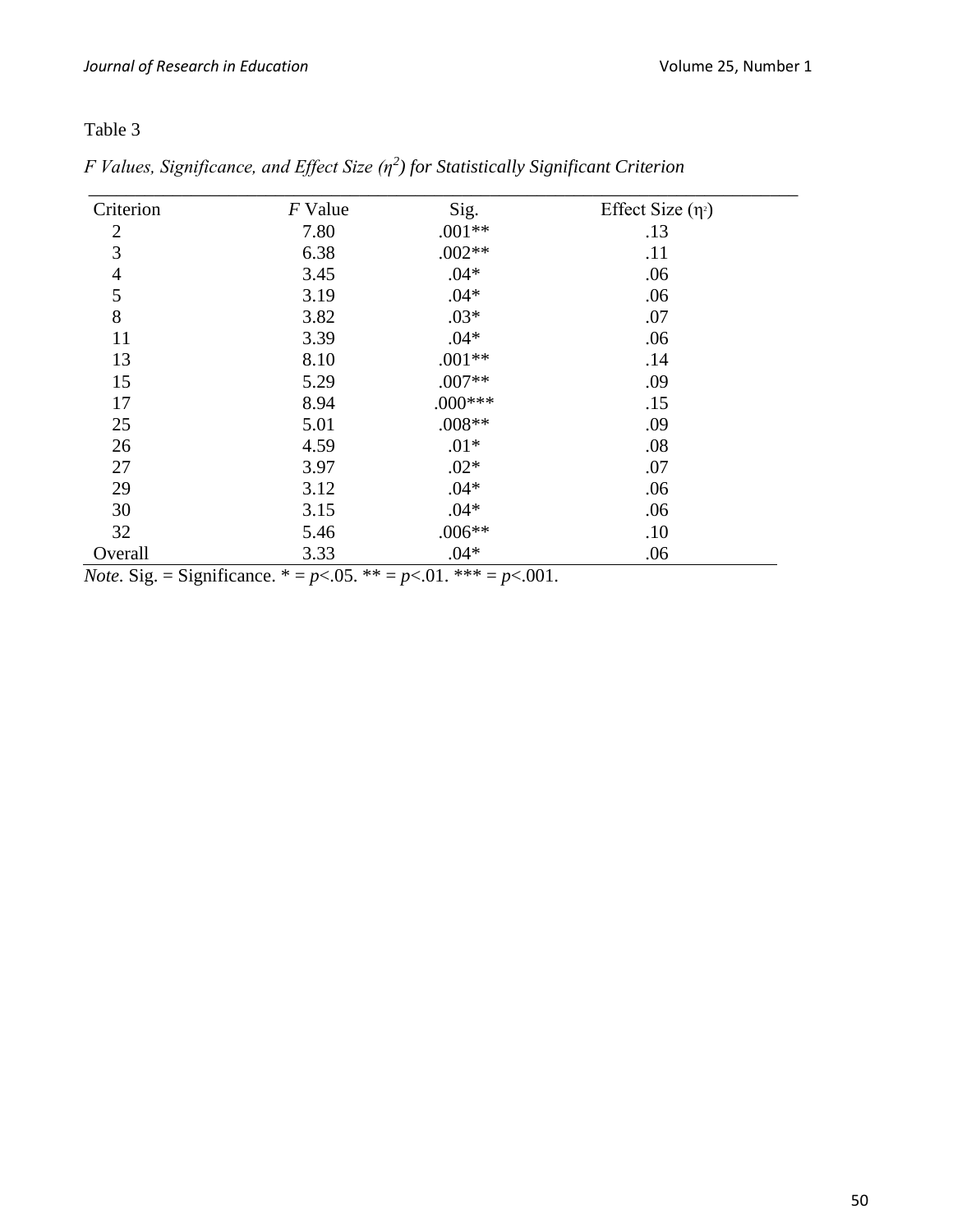Table 3

*F Values, Significance, and Effect Size ($\eta^2$) for Statistically Significant Criterion*

| Criterion | *F* Value | Sig. | Effect Size ($\eta^2$) |
|---|---|---|---|
| 2 | 7.80 | .001** | .13 |
| 3 | 6.38 | .002** | .11 |
| 4 | 3.45 | .04* | .06 |
| 5 | 3.19 | .04* | .06 |
| 8 | 3.82 | .03* | .07 |
| 11 | 3.39 | .04* | .06 |
| 13 | 8.10 | .001** | .14 |
| 15 | 5.29 | .007** | .09 |
| 17 | 8.94 | .000*** | .15 |
| 25 | 5.01 | .008** | .09 |
| 26 | 4.59 | .01* | .08 |
| 27 | 3.97 | .02* | .07 |
| 29 | 3.12 | .04* | .06 |
| 30 | 3.15 | .04* | .06 |
| 32 | 5.46 | .006** | .10 |
| Overall | 3.33 | .04* | .06 |

*Note.* Sig. = Significance. * = $p<.05$. ** = $p<.01$. *** = $p<.001$.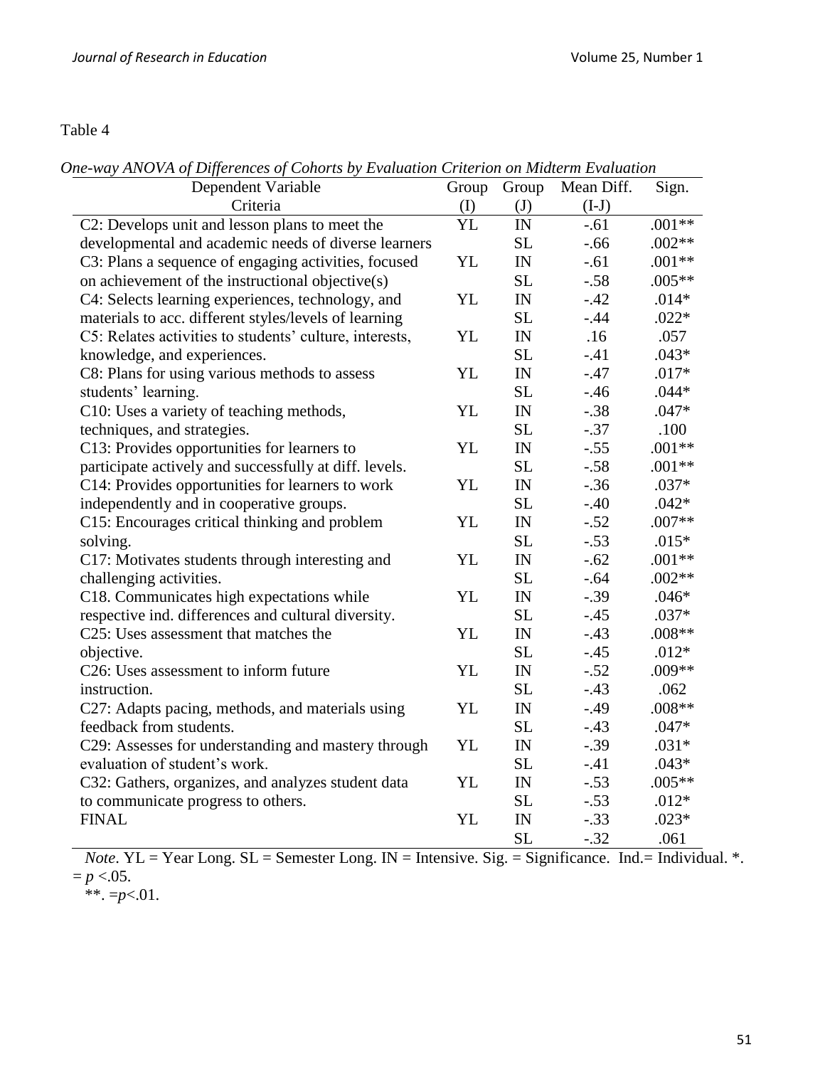Table 4

*One-way ANOVA of Differences of Cohorts by Evaluation Criterion on Midterm Evaluation*

| Dependent Variable Criteria | Group (I) | Group (J) | Mean Diff. (I-J) | Sign. |
|---|---|---|---|---|
| C2: Develops unit and lesson plans to meet the developmental and academic needs of diverse learners | YL | IN | -.61 | .001** |
| | | SL | -.66 | .002** |
| C3: Plans a sequence of engaging activities, focused on achievement of the instructional objective(s) | YL | IN | -.61 | .001** |
| | | SL | -.58 | .005** |
| C4: Selects learning experiences, technology, and materials to acc. different styles/levels of learning | YL | IN | -.42 | .014* |
| | | SL | -.44 | .022* |
| C5: Relates activities to students' culture, interests, knowledge, and experiences. | YL | IN | .16 | .057 |
| | | SL | -.41 | .043* |
| C8: Plans for using various methods to assess students' learning. | YL | IN | -.47 | .017* |
| | | SL | -.46 | .044* |
| C10: Uses a variety of teaching methods, techniques, and strategies. | YL | IN | -.38 | .047* |
| | | SL | -.37 | .100 |
| C13: Provides opportunities for learners to participate actively and successfully at diff. levels. | YL | IN | -.55 | .001** |
| | | SL | -.58 | .001** |
| C14: Provides opportunities for learners to work independently and in cooperative groups. | YL | IN | -.36 | .037* |
| | | SL | -.40 | .042* |
| C15: Encourages critical thinking and problem solving. | YL | IN | -.52 | .007** |
| | | SL | -.53 | .015* |
| C17: Motivates students through interesting and challenging activities. | YL | IN | -.62 | .001** |
| | | SL | -.64 | .002** |
| C18. Communicates high expectations while respective ind. differences and cultural diversity. | YL | IN | -.39 | .046* |
| | | SL | -.45 | .037* |
| C25: Uses assessment that matches the objective. | YL | IN | -.43 | .008** |
| | | SL | -.45 | .012* |
| C26: Uses assessment to inform future instruction. | YL | IN | -.52 | .009** |
| | | SL | -.43 | .062 |
| C27: Adapts pacing, methods, and materials using feedback from students. | YL | IN | -.49 | .008** |
| | | SL | -.43 | .047* |
| C29: Assesses for understanding and mastery through evaluation of student's work. | YL | IN | -.39 | .031* |
| | | SL | -.41 | .043* |
| C32: Gathers, organizes, and analyzes student data to communicate progress to others. | YL | IN | -.53 | .005** |
| | | SL | -.53 | .012* |
| FINAL | YL | IN | -.33 | .023* |
| | | SL | -.32 | .061 |

*Note*. YL = Year Long. SL = Semester Long. IN = Intensive. Sig. = Significance. Ind.= Individual. *. = $p < .05$.
**. = $p < .01$.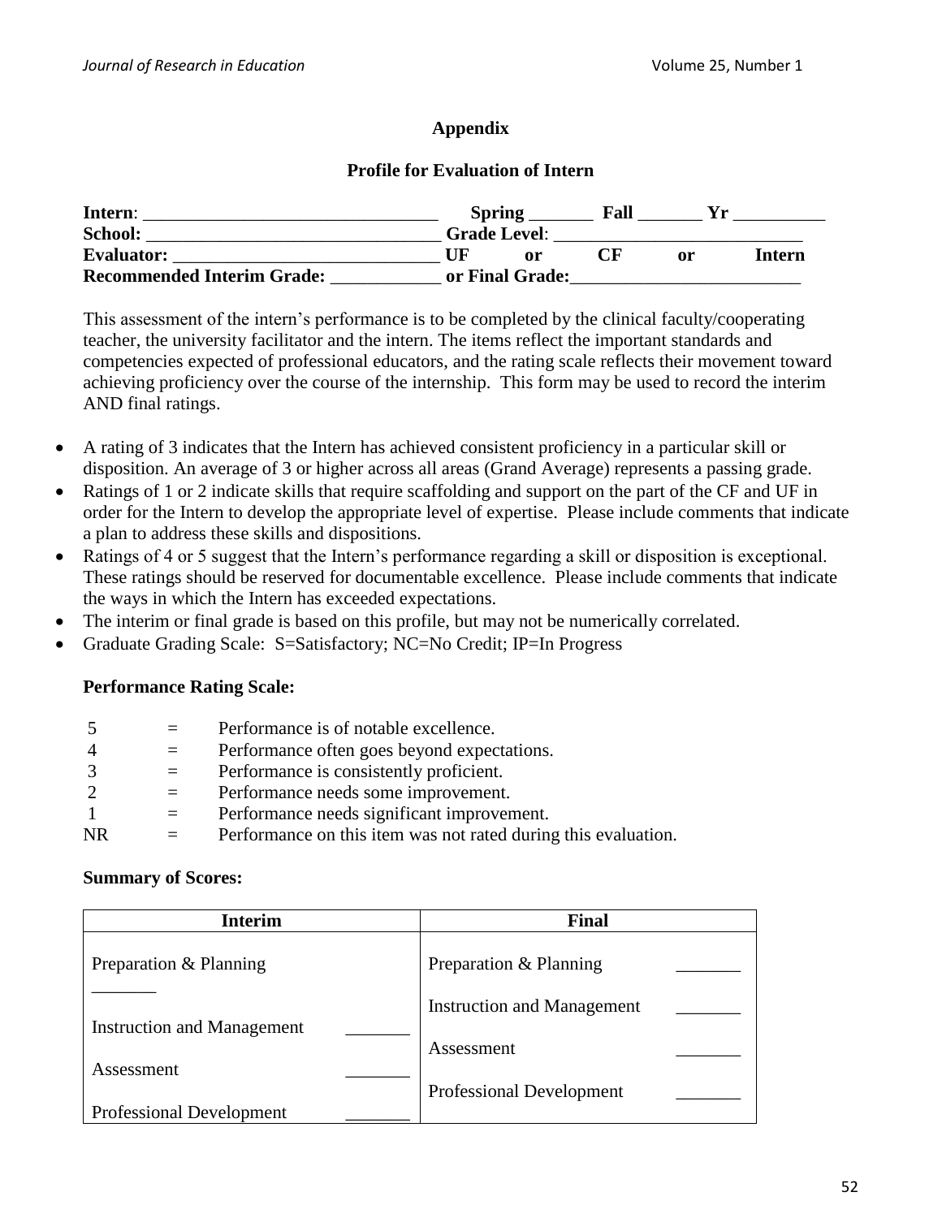## Appendix

### Profile for Evaluation of Intern

**Intern**: ________________________________ **Spring** _______ **Fall** _______ **Yr** __________
**School:** ________________________________ **Grade Level**: ___________________________
**Evaluator:** _____________________________ **UF or CF or Intern**
**Recommended Interim Grade:** ____________ **or Final Grade:**_________________________

This assessment of the intern's performance is to be completed by the clinical faculty/cooperating teacher, the university facilitator and the intern. The items reflect the important standards and competencies expected of professional educators, and the rating scale reflects their movement toward achieving proficiency over the course of the internship. This form may be used to record the interim AND final ratings.

- A rating of 3 indicates that the Intern has achieved consistent proficiency in a particular skill or disposition. An average of 3 or higher across all areas (Grand Average) represents a passing grade.
- Ratings of 1 or 2 indicate skills that require scaffolding and support on the part of the CF and UF in order for the Intern to develop the appropriate level of expertise. Please include comments that indicate a plan to address these skills and dispositions.
- Ratings of 4 or 5 suggest that the Intern's performance regarding a skill or disposition is exceptional. These ratings should be reserved for documentable excellence. Please include comments that indicate the ways in which the Intern has exceeded expectations.
- The interim or final grade is based on this profile, but may not be numerically correlated.
- Graduate Grading Scale: S=Satisfactory; NC=No Credit; IP=In Progress

**Performance Rating Scale:**

| | | |
|---|---|---|
| 5 | = | Performance is of notable excellence. |
| 4 | = | Performance often goes beyond expectations. |
| 3 | = | Performance is consistently proficient. |
| 2 | = | Performance needs some improvement. |
| 1 | = | Performance needs significant improvement. |
| NR | = | Performance on this item was not rated during this evaluation. |

**Summary of Scores:**

| Interim | | Final | |
|---|---|---|---|
| Preparation & Planning | _______ | Preparation & Planning | _______ |
| Instruction and Management | _______ | Instruction and Management | _______ |
| Assessment | _______ | Assessment | _______ |
| Professional Development | _______ | Professional Development | _______ |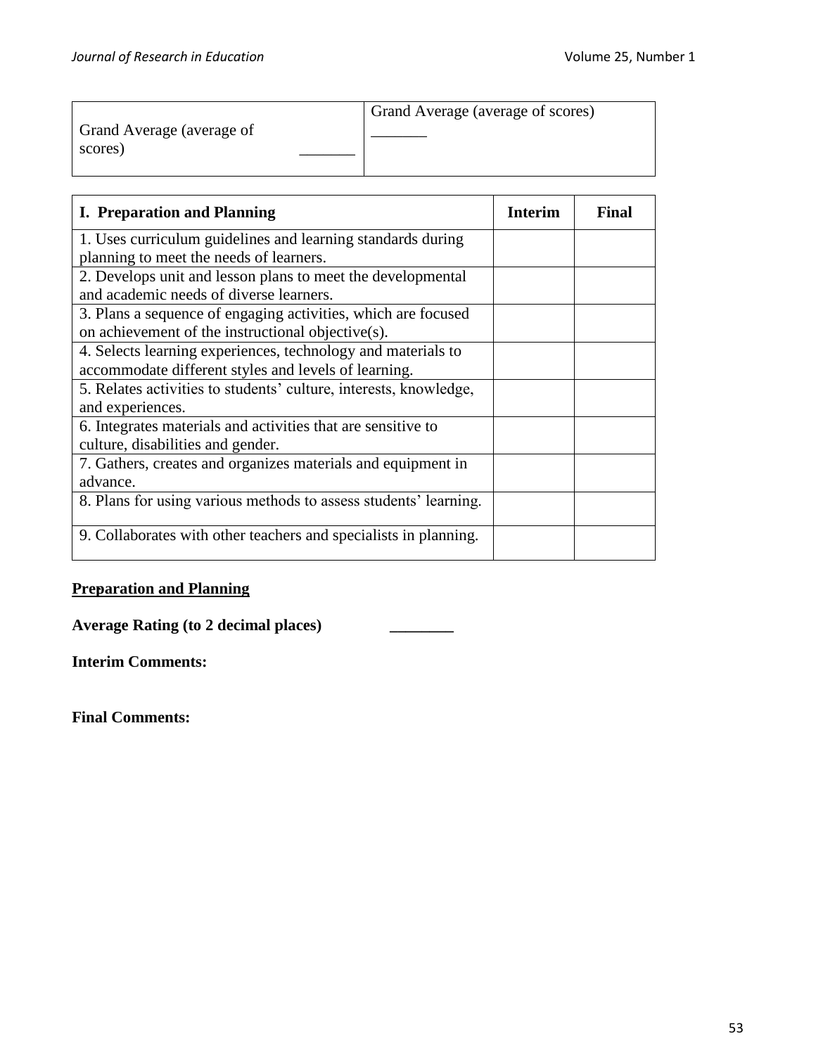| Grand Average (average of scores) _______ | Grand Average (average of scores) _______ |
|---|---|

| I. Preparation and Planning | Interim | Final |
|---|---|---|
| 1. Uses curriculum guidelines and learning standards during planning to meet the needs of learners. | | |
| 2. Develops unit and lesson plans to meet the developmental and academic needs of diverse learners. | | |
| 3. Plans a sequence of engaging activities, which are focused on achievement of the instructional objective(s). | | |
| 4. Selects learning experiences, technology and materials to accommodate different styles and levels of learning. | | |
| 5. Relates activities to students' culture, interests, knowledge, and experiences. | | |
| 6. Integrates materials and activities that are sensitive to culture, disabilities and gender. | | |
| 7. Gathers, creates and organizes materials and equipment in advance. | | |
| 8. Plans for using various methods to assess students' learning. | | |
| 9. Collaborates with other teachers and specialists in planning. | | |

**<u>Preparation and Planning</u>**

**Average Rating (to 2 decimal places)** ________

**Interim Comments:**

**Final Comments:**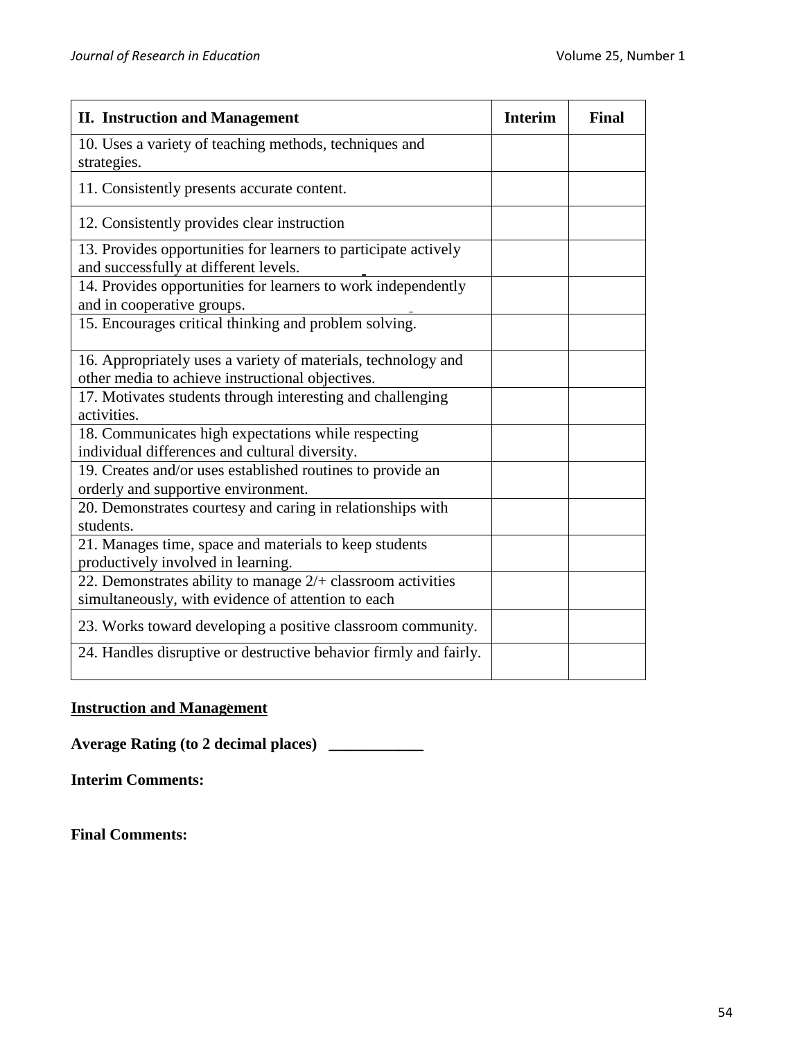| II. Instruction and Management | Interim | Final |
| --- | --- | --- |
| 10. Uses a variety of teaching methods, techniques and strategies. | | |
| 11. Consistently presents accurate content. | | |
| 12. Consistently provides clear instruction | | |
| 13. Provides opportunities for learners to participate actively and successfully at different levels. | | |
| 14. Provides opportunities for learners to work independently and in cooperative groups. | | |
| 15. Encourages critical thinking and problem solving. | | |
| 16. Appropriately uses a variety of materials, technology and other media to achieve instructional objectives. | | |
| 17. Motivates students through interesting and challenging activities. | | |
| 18. Communicates high expectations while respecting individual differences and cultural diversity. | | |
| 19. Creates and/or uses established routines to provide an orderly and supportive environment. | | |
| 20. Demonstrates courtesy and caring in relationships with students. | | |
| 21. Manages time, space and materials to keep students productively involved in learning. | | |
| 22. Demonstrates ability to manage 2/+ classroom activities simultaneously, with evidence of attention to each | | |
| 23. Works toward developing a positive classroom community. | | |
| 24. Handles disruptive or destructive behavior firmly and fairly. | | |

**Instruction and Management**

**Average Rating (to 2 decimal places)** ____________

**Interim Comments:**

**Final Comments:**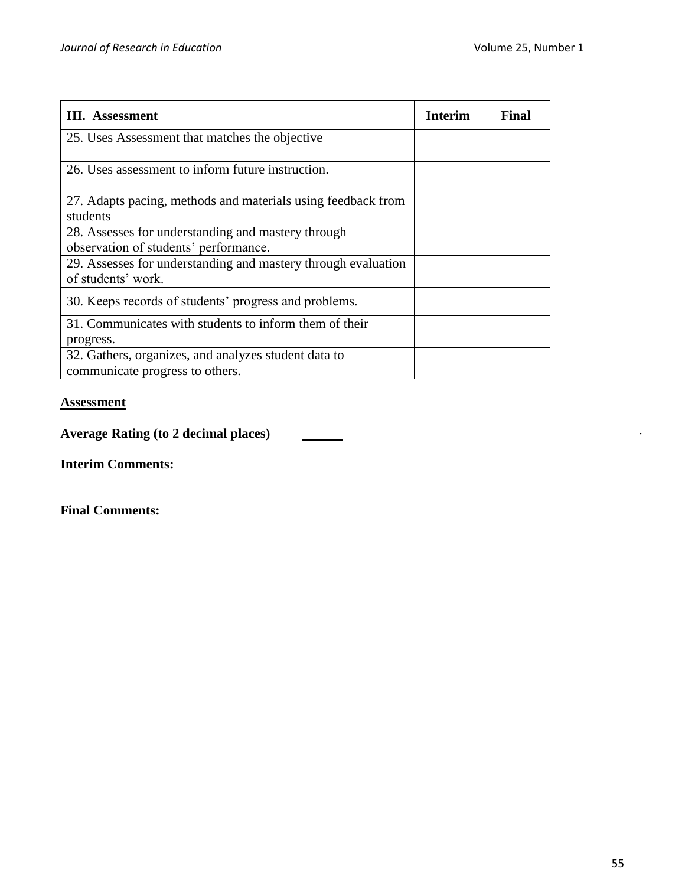| **III. Assessment** | **Interim** | **Final** |
|---|---|---|
| 25. Uses Assessment that matches the objective | | |
| 26. Uses assessment to inform future instruction. | | |
| 27. Adapts pacing, methods and materials using feedback from students | | |
| 28. Assesses for understanding and mastery through observation of students' performance. | | |
| 29. Assesses for understanding and mastery through evaluation of students' work. | | |
| 30. Keeps records of students' progress and problems. | | |
| 31. Communicates with students to inform them of their progress. | | |
| 32. Gathers, organizes, and analyzes student data to communicate progress to others. | | |

**Assessment**

**Average Rating (to 2 decimal places)** ______

**Interim Comments:**

**Final Comments:**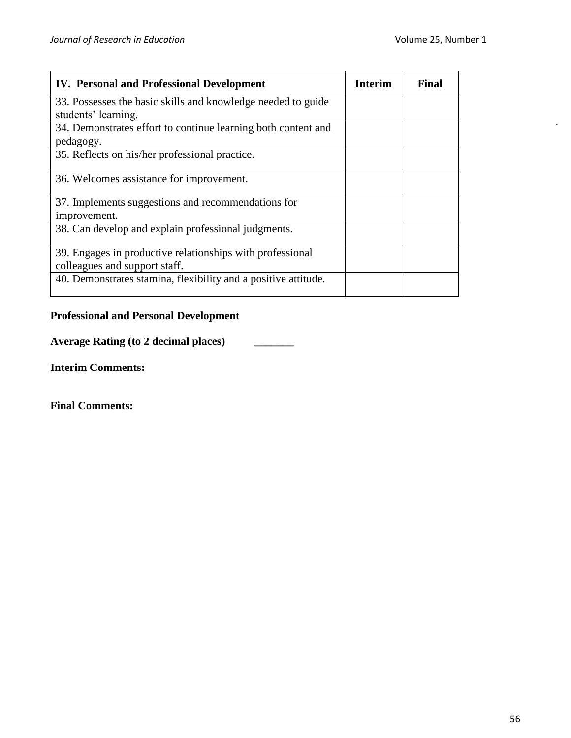| IV. Personal and Professional Development | Interim | Final |
|---|---|---|
| 33. Possesses the basic skills and knowledge needed to guide students' learning. | | |
| 34. Demonstrates effort to continue learning both content and pedagogy. | | |
| 35. Reflects on his/her professional practice. | | |
| 36. Welcomes assistance for improvement. | | |
| 37. Implements suggestions and recommendations for improvement. | | |
| 38. Can develop and explain professional judgments. | | |
| 39. Engages in productive relationships with professional colleagues and support staff. | | |
| 40. Demonstrates stamina, flexibility and a positive attitude. | | |

**Professional and Personal Development**

**Average Rating (to 2 decimal places) _______**

**Interim Comments:**

**Final Comments:**